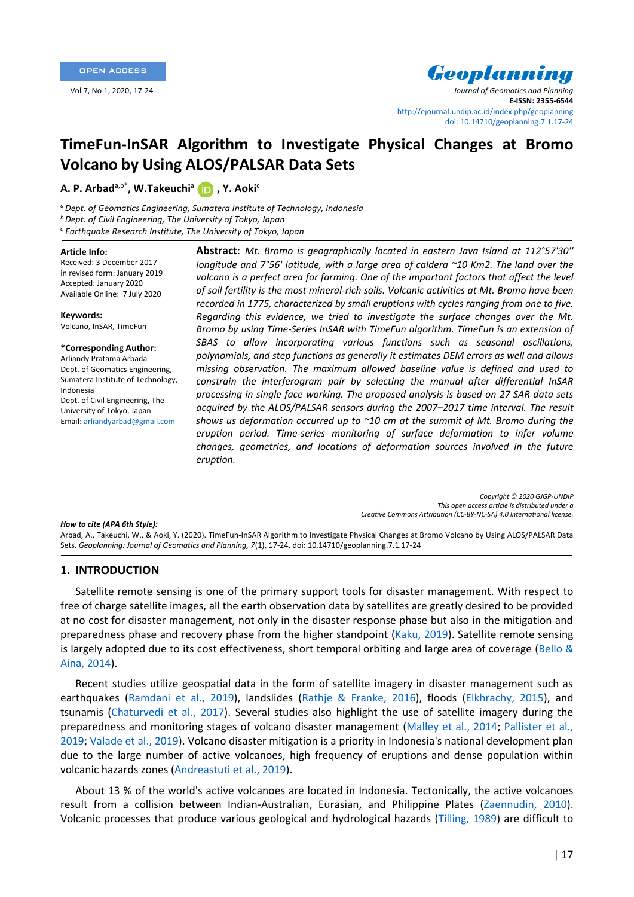OPEN ACCESS

**Geoplanning**
*Journal of Geomatics and Planning*
**E-ISSN: 2355-6544**
http://ejournal.undip.ac.id/index.php/geoplanning
doi: 10.14710/geoplanning.7.1.17-24

# TimeFun-InSAR Algorithm to Investigate Physical Changes at Bromo Volcano by Using ALOS/PALSAR Data Sets

**A. P. Arbad**[a,b*], **W.Takeuchi**[a], **Y. Aoki**[c]

[a] *Dept. of Geomatics Engineering, Sumatera Institute of Technology, Indonesia*
[b] *Dept. of Civil Engineering, The University of Tokyo, Japan*
[c] *Earthquake Research Institute, The University of Tokyo, Japan*

**Article Info:**
Received: 3 December 2017
in revised form: January 2019
Accepted: January 2020
Available Online: 7 July 2020

**Keywords:**
Volcano, InSAR, TimeFun

**\*Corresponding Author:**
Arliandy Pratama Arbada
Dept. of Geomatics Engineering, Sumatera Institute of Technology, Indonesia
Dept. of Civil Engineering, The University of Tokyo, Japan
Email: arliandyarbad@gmail.com

**Abstract**: *Mt. Bromo is geographically located in eastern Java Island at 112°57'30'' longitude and 7°56' latitude, with a large area of caldera ~10 Km2. The land over the volcano is a perfect area for farming. One of the important factors that affect the level of soil fertility is the most mineral-rich soils. Volcanic activities at Mt. Bromo have been recorded in 1775, characterized by small eruptions with cycles ranging from one to five. Regarding this evidence, we tried to investigate the surface changes over the Mt. Bromo by using Time-Series InSAR with TimeFun algorithm. TimeFun is an extension of SBAS to allow incorporating various functions such as seasonal oscillations, polynomials, and step functions as generally it estimates DEM errors as well and allows missing observation. The maximum allowed baseline value is defined and used to constrain the interferogram pair by selecting the manual after differential InSAR processing in single face working. The proposed analysis is based on 27 SAR data sets acquired by the ALOS/PALSAR sensors during the 2007–2017 time interval. The result shows us deformation occurred up to ~10 cm at the summit of Mt. Bromo during the eruption period. Time-series monitoring of surface deformation to infer volume changes, geometries, and locations of deformation sources involved in the future eruption.*

*Copyright © 2020 GJGP-UNDIP*
*This open access article is distributed under a Creative Commons Attribution (CC-BY-NC-SA) 4.0 International license.*

***How to cite (APA 6th Style):***
Arbad, A., Takeuchi, W., & Aoki, Y. (2020). TimeFun-InSAR Algorithm to Investigate Physical Changes at Bromo Volcano by Using ALOS/PALSAR Data Sets. *Geoplanning: Journal of Geomatics and Planning, 7*(1), 17-24. doi: 10.14710/geoplanning.7.1.17-24

## 1. INTRODUCTION

Satellite remote sensing is one of the primary support tools for disaster management. With respect to free of charge satellite images, all the earth observation data by satellites are greatly desired to be provided at no cost for disaster management, not only in the disaster response phase but also in the mitigation and preparedness phase and recovery phase from the higher standpoint (Kaku, 2019). Satellite remote sensing is largely adopted due to its cost effectiveness, short temporal orbiting and large area of coverage (Bello & Aina, 2014).

Recent studies utilize geospatial data in the form of satellite imagery in disaster management such as earthquakes (Ramdani et al., 2019), landslides (Rathje & Franke, 2016), floods (Elkhrachy, 2015), and tsunamis (Chaturvedi et al., 2017). Several studies also highlight the use of satellite imagery during the preparedness and monitoring stages of volcano disaster management (Malley et al., 2014; Pallister et al., 2019; Valade et al., 2019). Volcano disaster mitigation is a priority in Indonesia's national development plan due to the large number of active volcanoes, high frequency of eruptions and dense population within volcanic hazards zones (Andreastuti et al., 2019).

About 13 % of the world's active volcanoes are located in Indonesia. Tectonically, the active volcanoes result from a collision between Indian-Australian, Eurasian, and Philippine Plates (Zaennudin, 2010). Volcanic processes that produce various geological and hydrological hazards (Tilling, 1989) are difficult to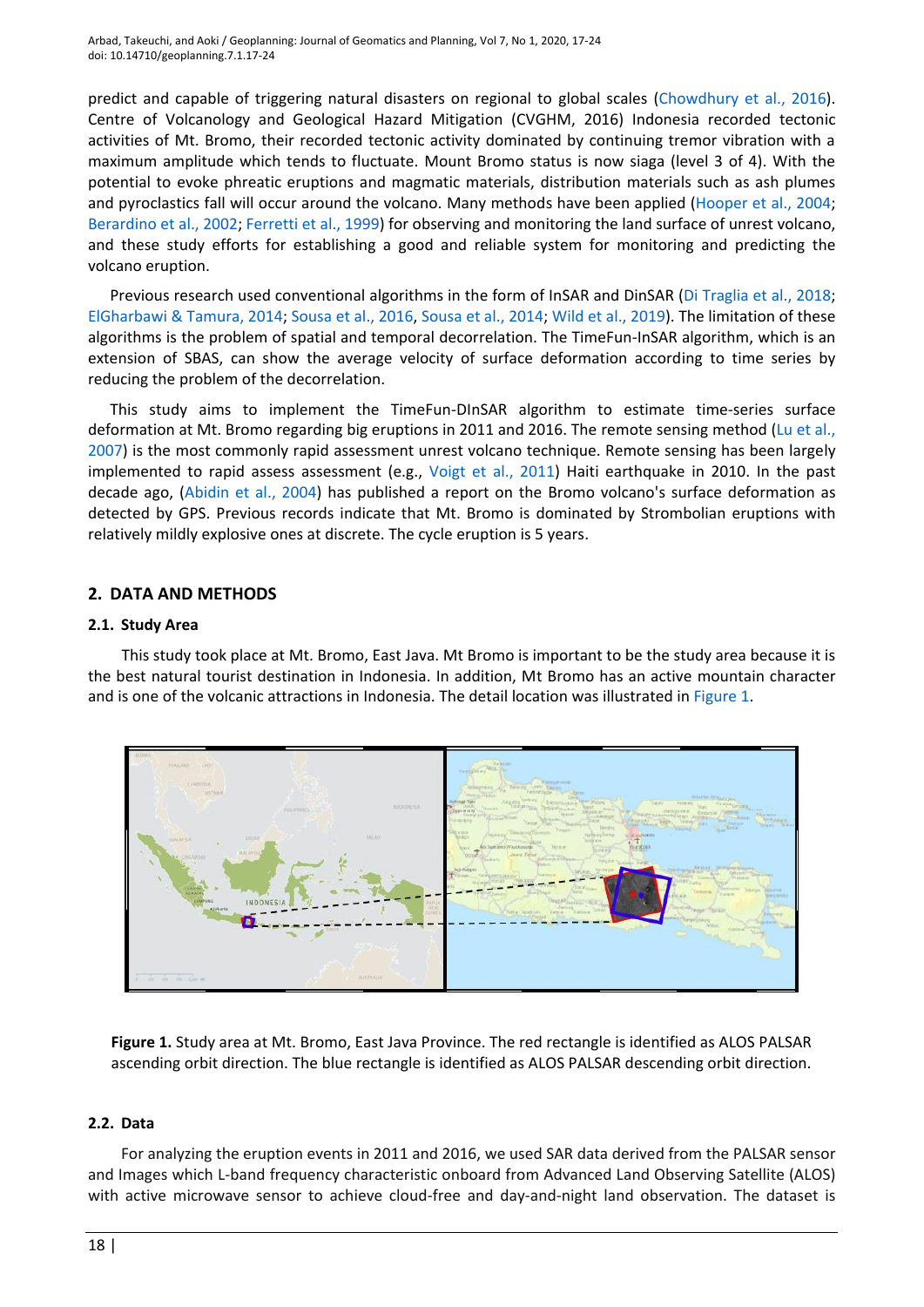predict and capable of triggering natural disasters on regional to global scales (Chowdhury et al., 2016). Centre of Volcanology and Geological Hazard Mitigation (CVGHM, 2016) Indonesia recorded tectonic activities of Mt. Bromo, their recorded tectonic activity dominated by continuing tremor vibration with a maximum amplitude which tends to fluctuate. Mount Bromo status is now siaga (level 3 of 4). With the potential to evoke phreatic eruptions and magmatic materials, distribution materials such as ash plumes and pyroclastics fall will occur around the volcano. Many methods have been applied (Hooper et al., 2004; Berardino et al., 2002; Ferretti et al., 1999) for observing and monitoring the land surface of unrest volcano, and these study efforts for establishing a good and reliable system for monitoring and predicting the volcano eruption.

Previous research used conventional algorithms in the form of InSAR and DinSAR (Di Traglia et al., 2018; ElGharbawi & Tamura, 2014; Sousa et al., 2016, Sousa et al., 2014; Wild et al., 2019). The limitation of these algorithms is the problem of spatial and temporal decorrelation. The TimeFun-InSAR algorithm, which is an extension of SBAS, can show the average velocity of surface deformation according to time series by reducing the problem of the decorrelation.

This study aims to implement the TimeFun-DInSAR algorithm to estimate time-series surface deformation at Mt. Bromo regarding big eruptions in 2011 and 2016. The remote sensing method (Lu et al., 2007) is the most commonly rapid assessment unrest volcano technique. Remote sensing has been largely implemented to rapid assess assessment (e.g., Voigt et al., 2011) Haiti earthquake in 2010. In the past decade ago, (Abidin et al., 2004) has published a report on the Bromo volcano's surface deformation as detected by GPS. Previous records indicate that Mt. Bromo is dominated by Strombolian eruptions with relatively mildly explosive ones at discrete. The cycle eruption is 5 years.

## 2. DATA AND METHODS

### 2.1. Study Area

This study took place at Mt. Bromo, East Java. Mt Bromo is important to be the study area because it is the best natural tourist destination in Indonesia. In addition, Mt Bromo has an active mountain character and is one of the volcanic attractions in Indonesia. The detail location was illustrated in Figure 1.

**Figure 1.** Study area at Mt. Bromo, East Java Province. The red rectangle is identified as ALOS PALSAR ascending orbit direction. The blue rectangle is identified as ALOS PALSAR descending orbit direction.

### 2.2. Data

For analyzing the eruption events in 2011 and 2016, we used SAR data derived from the PALSAR sensor and Images which L-band frequency characteristic onboard from Advanced Land Observing Satellite (ALOS) with active microwave sensor to achieve cloud-free and day-and-night land observation. The dataset is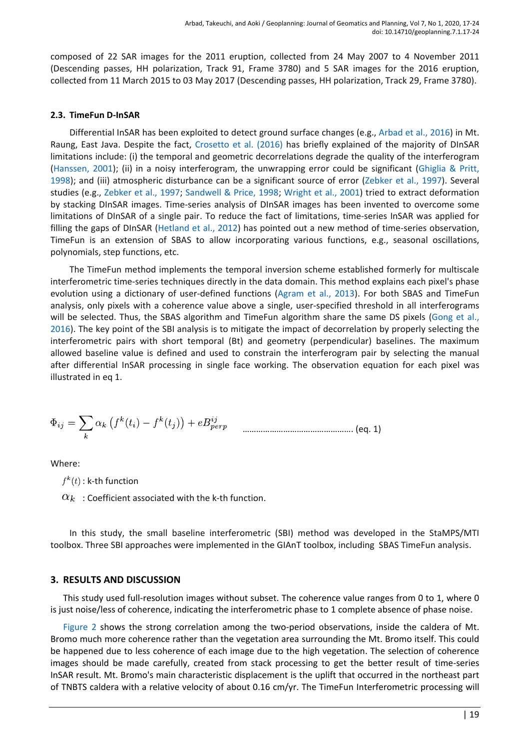composed of 22 SAR images for the 2011 eruption, collected from 24 May 2007 to 4 November 2011 (Descending passes, HH polarization, Track 91, Frame 3780) and 5 SAR images for the 2016 eruption, collected from 11 March 2015 to 03 May 2017 (Descending passes, HH polarization, Track 29, Frame 3780).

### 2.3. TimeFun D-InSAR

Differential InSAR has been exploited to detect ground surface changes (e.g., Arbad et al., 2016) in Mt. Raung, East Java. Despite the fact, Crosetto et al. (2016) has briefly explained of the majority of DInSAR limitations include: (i) the temporal and geometric decorrelations degrade the quality of the interferogram (Hanssen, 2001); (ii) in a noisy interferogram, the unwrapping error could be significant (Ghiglia & Pritt, 1998); and (iii) atmospheric disturbance can be a significant source of error (Zebker et al., 1997). Several studies (e.g., Zebker et al., 1997; Sandwell & Price, 1998; Wright et al., 2001) tried to extract deformation by stacking DInSAR images. Time-series analysis of DInSAR images has been invented to overcome some limitations of DInSAR of a single pair. To reduce the fact of limitations, time-series InSAR was applied for filling the gaps of DInSAR (Hetland et al., 2012) has pointed out a new method of time-series observation, TimeFun is an extension of SBAS to allow incorporating various functions, e.g., seasonal oscillations, polynomials, step functions, etc.

The TimeFun method implements the temporal inversion scheme established formerly for multiscale interferometric time-series techniques directly in the data domain. This method explains each pixel's phase evolution using a dictionary of user-defined functions (Agram et al., 2013). For both SBAS and TimeFun analysis, only pixels with a coherence value above a single, user-specified threshold in all interferograms will be selected. Thus, the SBAS algorithm and TimeFun algorithm share the same DS pixels (Gong et al., 2016). The key point of the SBI analysis is to mitigate the impact of decorrelation by properly selecting the interferometric pairs with short temporal (Bt) and geometry (perpendicular) baselines. The maximum allowed baseline value is defined and used to constrain the interferogram pair by selecting the manual after differential InSAR processing in single face working. The observation equation for each pixel was illustrated in eq 1.

$$\Phi_{ij} = \sum_k \alpha_k \left( f^k(t_i) - f^k(t_j) \right) + eB^{ij}_{perp} \quad \text{(eq. 1)}$$

Where:

$f^k(t)$ : k-th function

$\alpha_k$ : Coefficient associated with the k-th function.

In this study, the small baseline interferometric (SBI) method was developed in the StaMPS/MTI toolbox. Three SBI approaches were implemented in the GIAnT toolbox, including SBAS TimeFun analysis.

## 3. RESULTS AND DISCUSSION

This study used full-resolution images without subset. The coherence value ranges from 0 to 1, where 0 is just noise/less of coherence, indicating the interferometric phase to 1 complete absence of phase noise.

Figure 2 shows the strong correlation among the two-period observations, inside the caldera of Mt. Bromo much more coherence rather than the vegetation area surrounding the Mt. Bromo itself. This could be happened due to less coherence of each image due to the high vegetation. The selection of coherence images should be made carefully, created from stack processing to get the better result of time-series InSAR result. Mt. Bromo's main characteristic displacement is the uplift that occurred in the northeast part of TNBTS caldera with a relative velocity of about 0.16 cm/yr. The TimeFun Interferometric processing will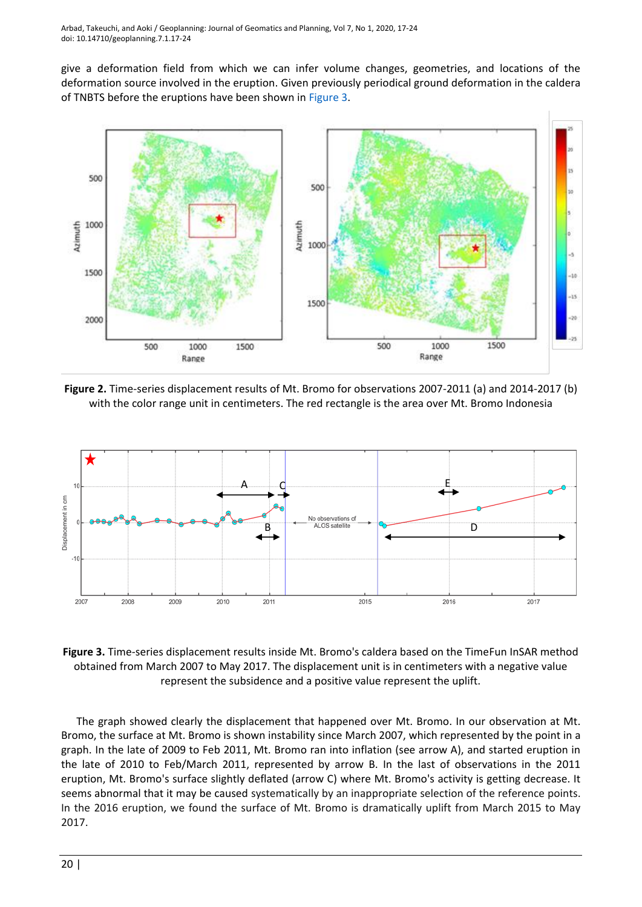give a deformation field from which we can infer volume changes, geometries, and locations of the deformation source involved in the eruption. Given previously periodical ground deformation in the caldera of TNBTS before the eruptions have been shown in Figure 3.

**Figure 2.** Time-series displacement results of Mt. Bromo for observations 2007-2011 (a) and 2014-2017 (b) with the color range unit in centimeters. The red rectangle is the area over Mt. Bromo Indonesia

**Figure 3.** Time-series displacement results inside Mt. Bromo's caldera based on the TimeFun InSAR method obtained from March 2007 to May 2017. The displacement unit is in centimeters with a negative value represent the subsidence and a positive value represent the uplift.

The graph showed clearly the displacement that happened over Mt. Bromo. In our observation at Mt. Bromo, the surface at Mt. Bromo is shown instability since March 2007, which represented by the point in a graph. In the late of 2009 to Feb 2011, Mt. Bromo ran into inflation (see arrow A), and started eruption in the late of 2010 to Feb/March 2011, represented by arrow B. In the last of observations in the 2011 eruption, Mt. Bromo's surface slightly deflated (arrow C) where Mt. Bromo's activity is getting decrease. It seems abnormal that it may be caused systematically by an inappropriate selection of the reference points. In the 2016 eruption, we found the surface of Mt. Bromo is dramatically uplift from March 2015 to May 2017.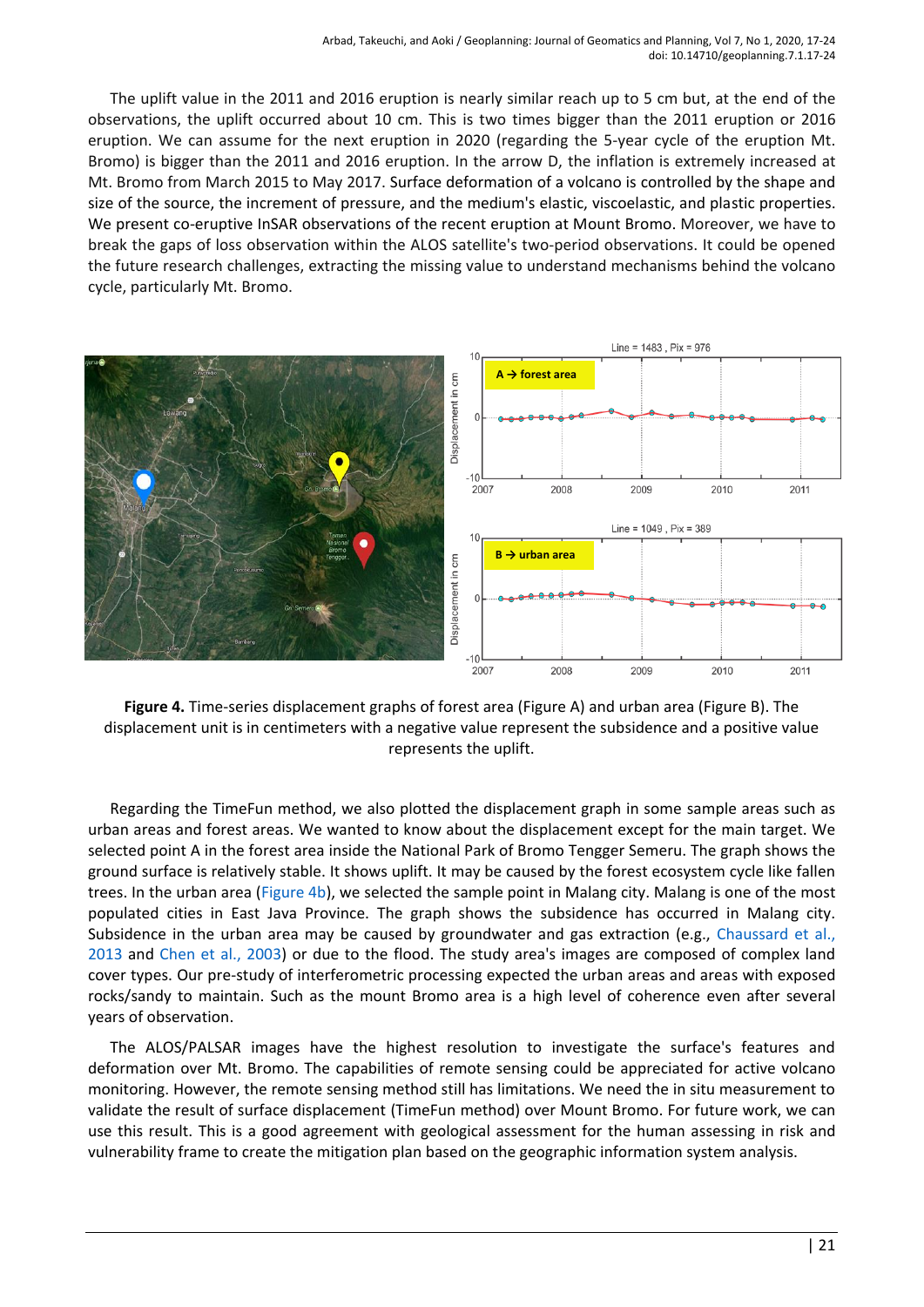The uplift value in the 2011 and 2016 eruption is nearly similar reach up to 5 cm but, at the end of the observations, the uplift occurred about 10 cm. This is two times bigger than the 2011 eruption or 2016 eruption. We can assume for the next eruption in 2020 (regarding the 5-year cycle of the eruption Mt. Bromo) is bigger than the 2011 and 2016 eruption. In the arrow D, the inflation is extremely increased at Mt. Bromo from March 2015 to May 2017. Surface deformation of a volcano is controlled by the shape and size of the source, the increment of pressure, and the medium's elastic, viscoelastic, and plastic properties. We present co-eruptive InSAR observations of the recent eruption at Mount Bromo. Moreover, we have to break the gaps of loss observation within the ALOS satellite's two-period observations. It could be opened the future research challenges, extracting the missing value to understand mechanisms behind the volcano cycle, particularly Mt. Bromo.

**Figure 4.** Time-series displacement graphs of forest area (Figure A) and urban area (Figure B). The displacement unit is in centimeters with a negative value represent the subsidence and a positive value represents the uplift.

Regarding the TimeFun method, we also plotted the displacement graph in some sample areas such as urban areas and forest areas. We wanted to know about the displacement except for the main target. We selected point A in the forest area inside the National Park of Bromo Tengger Semeru. The graph shows the ground surface is relatively stable. It shows uplift. It may be caused by the forest ecosystem cycle like fallen trees. In the urban area (Figure 4b), we selected the sample point in Malang city. Malang is one of the most populated cities in East Java Province. The graph shows the subsidence has occurred in Malang city. Subsidence in the urban area may be caused by groundwater and gas extraction (e.g., Chaussard et al., 2013 and Chen et al., 2003) or due to the flood. The study area's images are composed of complex land cover types. Our pre-study of interferometric processing expected the urban areas and areas with exposed rocks/sandy to maintain. Such as the mount Bromo area is a high level of coherence even after several years of observation.

The ALOS/PALSAR images have the highest resolution to investigate the surface's features and deformation over Mt. Bromo. The capabilities of remote sensing could be appreciated for active volcano monitoring. However, the remote sensing method still has limitations. We need the in situ measurement to validate the result of surface displacement (TimeFun method) over Mount Bromo. For future work, we can use this result. This is a good agreement with geological assessment for the human assessing in risk and vulnerability frame to create the mitigation plan based on the geographic information system analysis.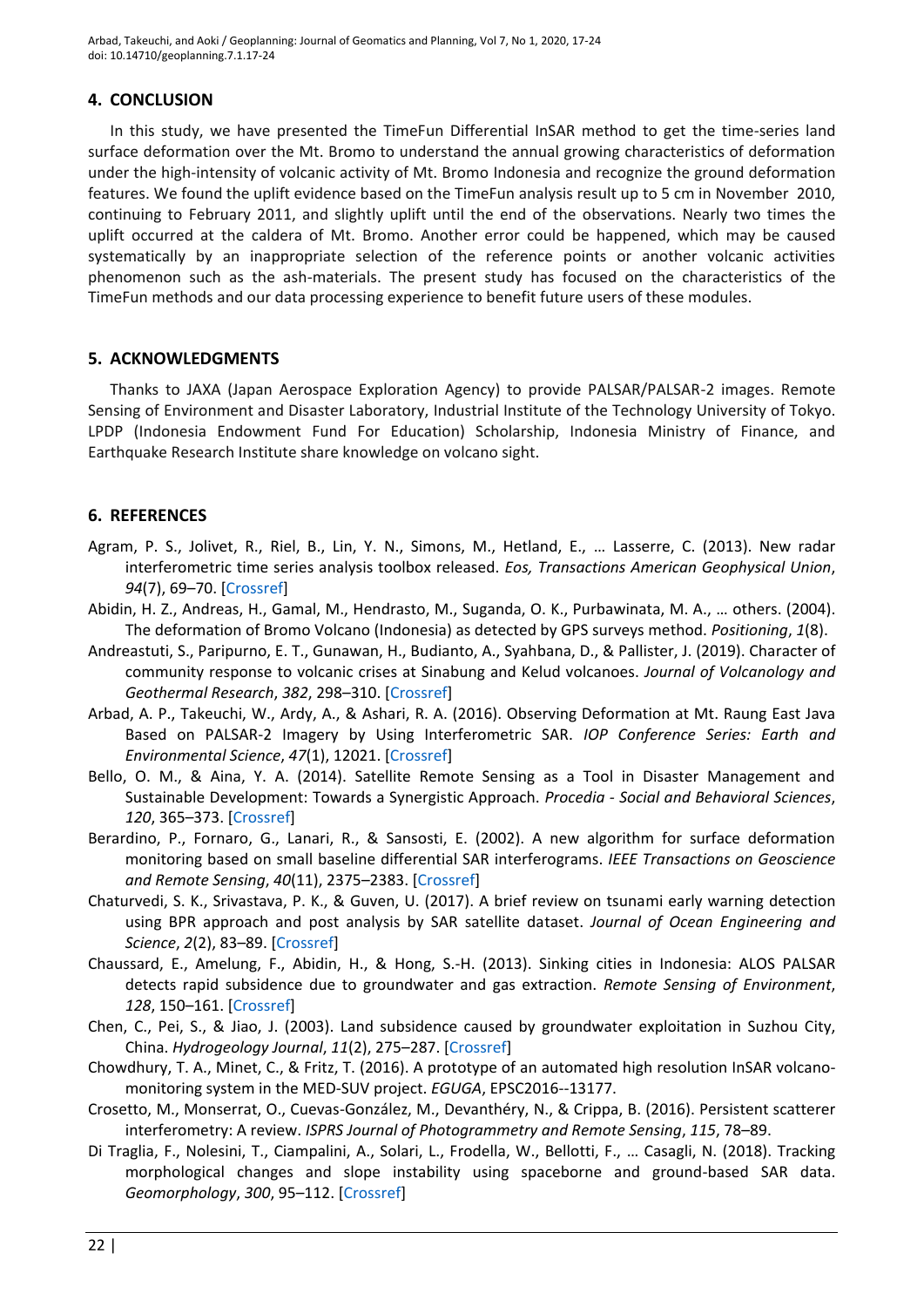## 4. CONCLUSION

In this study, we have presented the TimeFun Differential InSAR method to get the time-series land surface deformation over the Mt. Bromo to understand the annual growing characteristics of deformation under the high-intensity of volcanic activity of Mt. Bromo Indonesia and recognize the ground deformation features. We found the uplift evidence based on the TimeFun analysis result up to 5 cm in November 2010, continuing to February 2011, and slightly uplift until the end of the observations. Nearly two times the uplift occurred at the caldera of Mt. Bromo. Another error could be happened, which may be caused systematically by an inappropriate selection of the reference points or another volcanic activities phenomenon such as the ash-materials. The present study has focused on the characteristics of the TimeFun methods and our data processing experience to benefit future users of these modules.

## 5. ACKNOWLEDGMENTS

Thanks to JAXA (Japan Aerospace Exploration Agency) to provide PALSAR/PALSAR-2 images. Remote Sensing of Environment and Disaster Laboratory, Industrial Institute of the Technology University of Tokyo. LPDP (Indonesia Endowment Fund For Education) Scholarship, Indonesia Ministry of Finance, and Earthquake Research Institute share knowledge on volcano sight.

## 6. REFERENCES

Agram, P. S., Jolivet, R., Riel, B., Lin, Y. N., Simons, M., Hetland, E., … Lasserre, C. (2013). New radar interferometric time series analysis toolbox released. *Eos, Transactions American Geophysical Union*, *94*(7), 69–70. [Crossref]

Abidin, H. Z., Andreas, H., Gamal, M., Hendrasto, M., Suganda, O. K., Purbawinata, M. A., … others. (2004). The deformation of Bromo Volcano (Indonesia) as detected by GPS surveys method. *Positioning*, *1*(8).

Andreastuti, S., Paripurno, E. T., Gunawan, H., Budianto, A., Syahbana, D., & Pallister, J. (2019). Character of community response to volcanic crises at Sinabung and Kelud volcanoes. *Journal of Volcanology and Geothermal Research*, *382*, 298–310. [Crossref]

Arbad, A. P., Takeuchi, W., Ardy, A., & Ashari, R. A. (2016). Observing Deformation at Mt. Raung East Java Based on PALSAR-2 Imagery by Using Interferometric SAR. *IOP Conference Series: Earth and Environmental Science*, *47*(1), 12021. [Crossref]

Bello, O. M., & Aina, Y. A. (2014). Satellite Remote Sensing as a Tool in Disaster Management and Sustainable Development: Towards a Synergistic Approach. *Procedia - Social and Behavioral Sciences*, *120*, 365–373. [Crossref]

Berardino, P., Fornaro, G., Lanari, R., & Sansosti, E. (2002). A new algorithm for surface deformation monitoring based on small baseline differential SAR interferograms. *IEEE Transactions on Geoscience and Remote Sensing*, *40*(11), 2375–2383. [Crossref]

Chaturvedi, S. K., Srivastava, P. K., & Guven, U. (2017). A brief review on tsunami early warning detection using BPR approach and post analysis by SAR satellite dataset. *Journal of Ocean Engineering and Science*, *2*(2), 83–89. [Crossref]

Chaussard, E., Amelung, F., Abidin, H., & Hong, S.-H. (2013). Sinking cities in Indonesia: ALOS PALSAR detects rapid subsidence due to groundwater and gas extraction. *Remote Sensing of Environment*, *128*, 150–161. [Crossref]

Chen, C., Pei, S., & Jiao, J. (2003). Land subsidence caused by groundwater exploitation in Suzhou City, China. *Hydrogeology Journal*, *11*(2), 275–287. [Crossref]

Chowdhury, T. A., Minet, C., & Fritz, T. (2016). A prototype of an automated high resolution InSAR volcano-monitoring system in the MED-SUV project. *EGUGA*, EPSC2016--13177.

Crosetto, M., Monserrat, O., Cuevas-González, M., Devanthéry, N., & Crippa, B. (2016). Persistent scatterer interferometry: A review. *ISPRS Journal of Photogrammetry and Remote Sensing*, *115*, 78–89.

Di Traglia, F., Nolesini, T., Ciampalini, A., Solari, L., Frodella, W., Bellotti, F., … Casagli, N. (2018). Tracking morphological changes and slope instability using spaceborne and ground-based SAR data. *Geomorphology*, *300*, 95–112. [Crossref]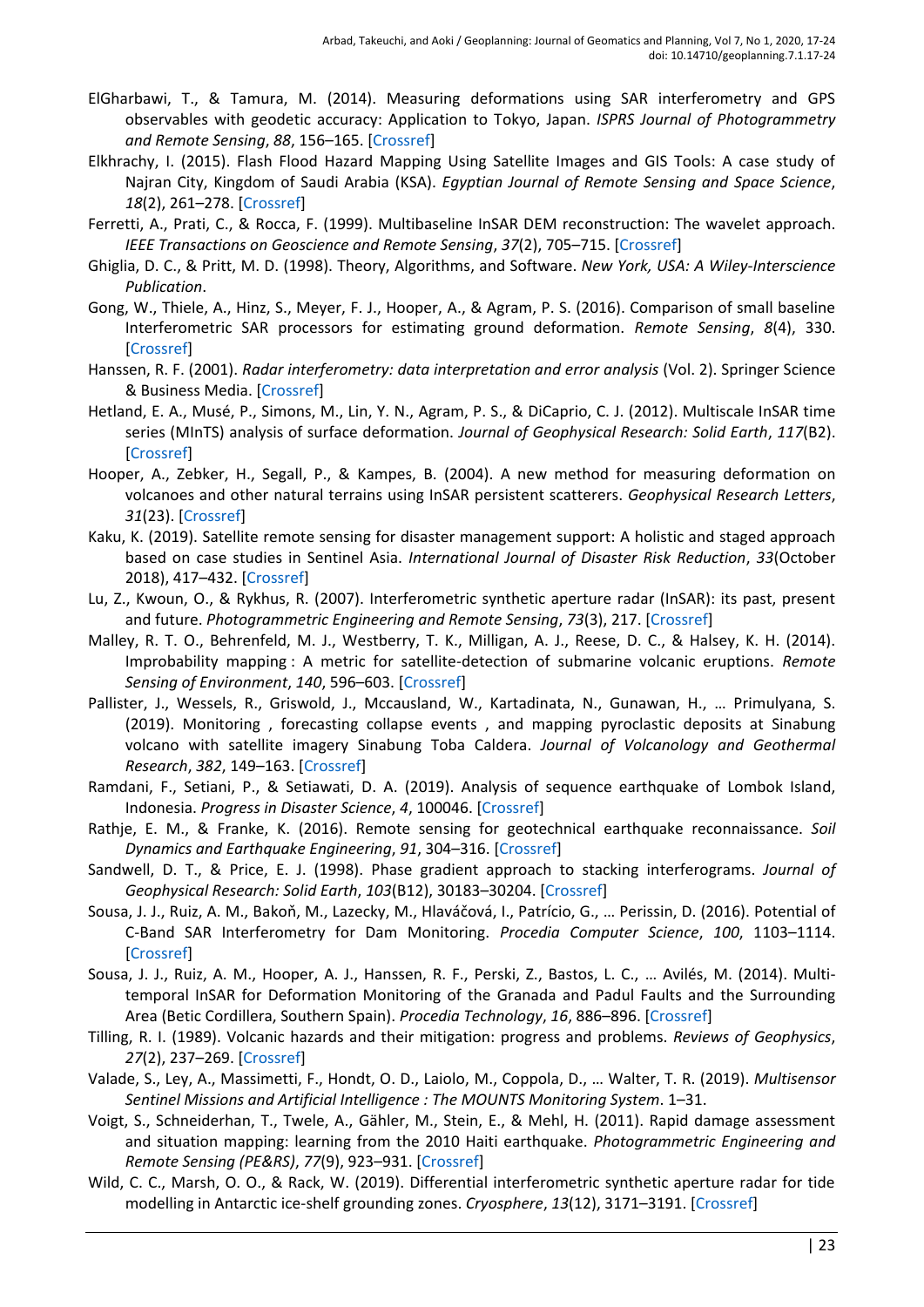ElGharbawi, T., & Tamura, M. (2014). Measuring deformations using SAR interferometry and GPS observables with geodetic accuracy: Application to Tokyo, Japan. *ISPRS Journal of Photogrammetry and Remote Sensing*, *88*, 156–165. [Crossref]

Elkhrachy, I. (2015). Flash Flood Hazard Mapping Using Satellite Images and GIS Tools: A case study of Najran City, Kingdom of Saudi Arabia (KSA). *Egyptian Journal of Remote Sensing and Space Science*, *18*(2), 261–278. [Crossref]

Ferretti, A., Prati, C., & Rocca, F. (1999). Multibaseline InSAR DEM reconstruction: The wavelet approach. *IEEE Transactions on Geoscience and Remote Sensing*, *37*(2), 705–715. [Crossref]

Ghiglia, D. C., & Pritt, M. D. (1998). Theory, Algorithms, and Software. *New York, USA: A Wiley-Interscience Publication*.

Gong, W., Thiele, A., Hinz, S., Meyer, F. J., Hooper, A., & Agram, P. S. (2016). Comparison of small baseline Interferometric SAR processors for estimating ground deformation. *Remote Sensing*, *8*(4), 330. [Crossref]

Hanssen, R. F. (2001). *Radar interferometry: data interpretation and error analysis* (Vol. 2). Springer Science & Business Media. [Crossref]

Hetland, E. A., Musé, P., Simons, M., Lin, Y. N., Agram, P. S., & DiCaprio, C. J. (2012). Multiscale InSAR time series (MInTS) analysis of surface deformation. *Journal of Geophysical Research: Solid Earth*, *117*(B2). [Crossref]

Hooper, A., Zebker, H., Segall, P., & Kampes, B. (2004). A new method for measuring deformation on volcanoes and other natural terrains using InSAR persistent scatterers. *Geophysical Research Letters*, *31*(23). [Crossref]

Kaku, K. (2019). Satellite remote sensing for disaster management support: A holistic and staged approach based on case studies in Sentinel Asia. *International Journal of Disaster Risk Reduction*, *33*(October 2018), 417–432. [Crossref]

Lu, Z., Kwoun, O., & Rykhus, R. (2007). Interferometric synthetic aperture radar (InSAR): its past, present and future. *Photogrammetric Engineering and Remote Sensing*, *73*(3), 217. [Crossref]

Malley, R. T. O., Behrenfeld, M. J., Westberry, T. K., Milligan, A. J., Reese, D. C., & Halsey, K. H. (2014). Improbability mapping : A metric for satellite-detection of submarine volcanic eruptions. *Remote Sensing of Environment*, *140*, 596–603. [Crossref]

Pallister, J., Wessels, R., Griswold, J., Mccausland, W., Kartadinata, N., Gunawan, H., … Primulyana, S. (2019). Monitoring , forecasting collapse events , and mapping pyroclastic deposits at Sinabung volcano with satellite imagery Sinabung Toba Caldera. *Journal of Volcanology and Geothermal Research*, *382*, 149–163. [Crossref]

Ramdani, F., Setiani, P., & Setiawati, D. A. (2019). Analysis of sequence earthquake of Lombok Island, Indonesia. *Progress in Disaster Science*, *4*, 100046. [Crossref]

Rathje, E. M., & Franke, K. (2016). Remote sensing for geotechnical earthquake reconnaissance. *Soil Dynamics and Earthquake Engineering*, *91*, 304–316. [Crossref]

Sandwell, D. T., & Price, E. J. (1998). Phase gradient approach to stacking interferograms. *Journal of Geophysical Research: Solid Earth*, *103*(B12), 30183–30204. [Crossref]

Sousa, J. J., Ruiz, A. M., Bakoň, M., Lazecky, M., Hlaváčová, I., Patrício, G., … Perissin, D. (2016). Potential of C-Band SAR Interferometry for Dam Monitoring. *Procedia Computer Science*, *100*, 1103–1114. [Crossref]

Sousa, J. J., Ruiz, A. M., Hooper, A. J., Hanssen, R. F., Perski, Z., Bastos, L. C., … Avilés, M. (2014). Multi-temporal InSAR for Deformation Monitoring of the Granada and Padul Faults and the Surrounding Area (Betic Cordillera, Southern Spain). *Procedia Technology*, *16*, 886–896. [Crossref]

Tilling, R. I. (1989). Volcanic hazards and their mitigation: progress and problems. *Reviews of Geophysics*, *27*(2), 237–269. [Crossref]

Valade, S., Ley, A., Massimetti, F., Hondt, O. D., Laiolo, M., Coppola, D., … Walter, T. R. (2019). *Multisensor Sentinel Missions and Artificial Intelligence : The MOUNTS Monitoring System*. 1–31.

Voigt, S., Schneiderhan, T., Twele, A., Gähler, M., Stein, E., & Mehl, H. (2011). Rapid damage assessment and situation mapping: learning from the 2010 Haiti earthquake. *Photogrammetric Engineering and Remote Sensing (PE&RS)*, *77*(9), 923–931. [Crossref]

Wild, C. C., Marsh, O. O., & Rack, W. (2019). Differential interferometric synthetic aperture radar for tide modelling in Antarctic ice-shelf grounding zones. *Cryosphere*, *13*(12), 3171–3191. [Crossref]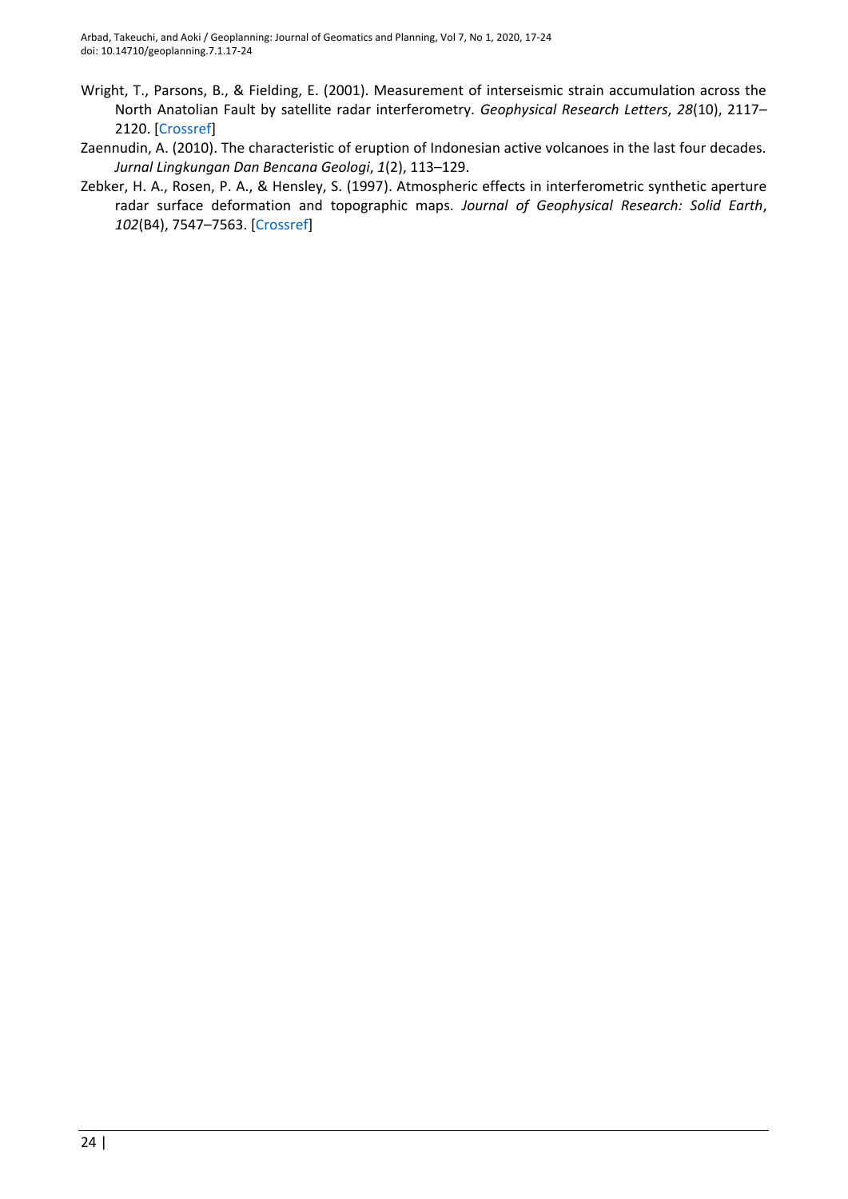Wright, T., Parsons, B., & Fielding, E. (2001). Measurement of interseismic strain accumulation across the North Anatolian Fault by satellite radar interferometry. *Geophysical Research Letters*, *28*(10), 2117–2120. [Crossref]

Zaennudin, A. (2010). The characteristic of eruption of Indonesian active volcanoes in the last four decades. *Jurnal Lingkungan Dan Bencana Geologi*, *1*(2), 113–129.

Zebker, H. A., Rosen, P. A., & Hensley, S. (1997). Atmospheric effects in interferometric synthetic aperture radar surface deformation and topographic maps. *Journal of Geophysical Research: Solid Earth*, *102*(B4), 7547–7563. [Crossref]